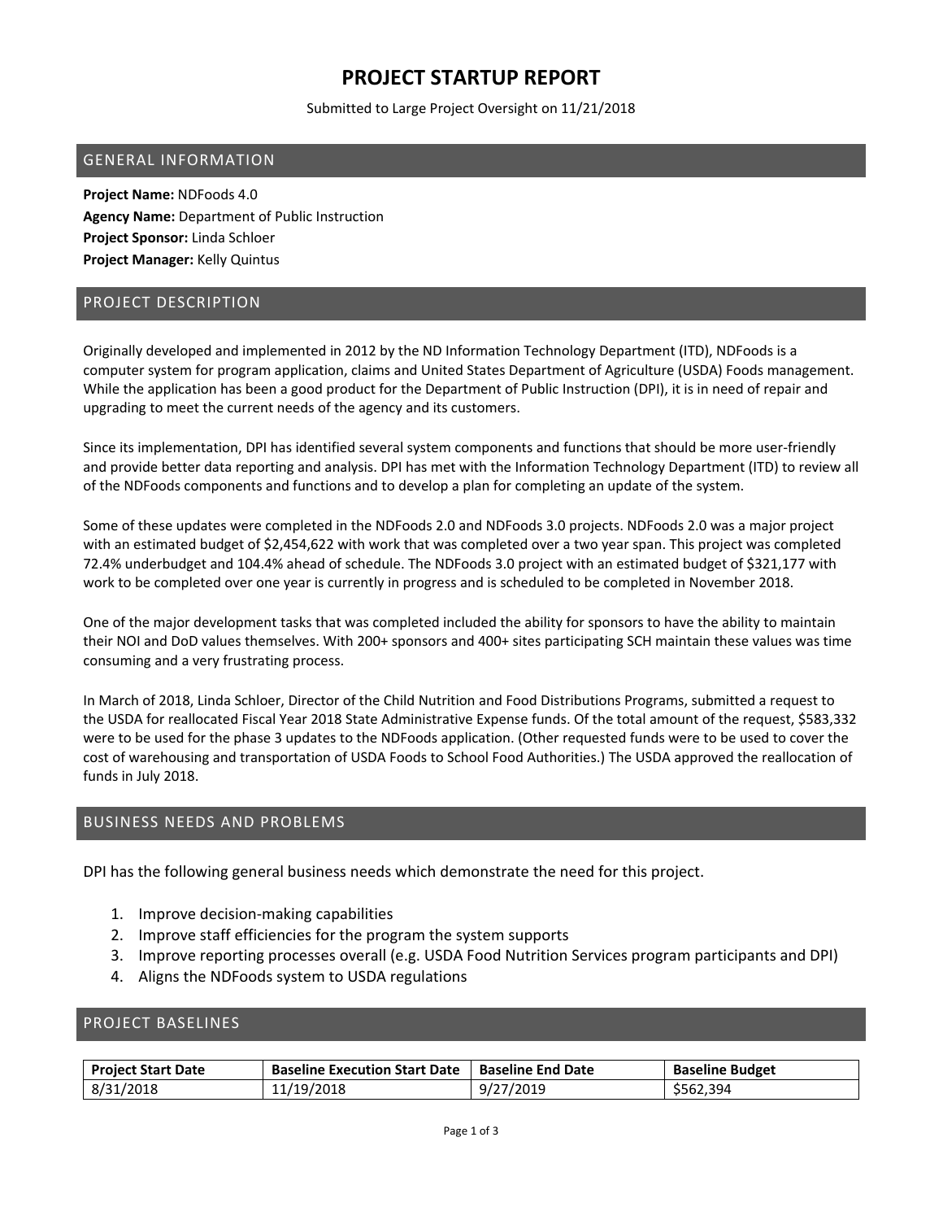# PROJECT STARTUP REPORT

Submitted to Large Project Oversight on 11/21/2018

## GENERAL INFORMATION

**Project Name:** NDFoods 4.0
**Agency Name:** Department of Public Instruction
**Project Sponsor:** Linda Schloer
**Project Manager:** Kelly Quintus

## PROJECT DESCRIPTION

Originally developed and implemented in 2012 by the ND Information Technology Department (ITD), NDFoods is a computer system for program application, claims and United States Department of Agriculture (USDA) Foods management. While the application has been a good product for the Department of Public Instruction (DPI), it is in need of repair and upgrading to meet the current needs of the agency and its customers.

Since its implementation, DPI has identified several system components and functions that should be more user-friendly and provide better data reporting and analysis. DPI has met with the Information Technology Department (ITD) to review all of the NDFoods components and functions and to develop a plan for completing an update of the system.

Some of these updates were completed in the NDFoods 2.0 and NDFoods 3.0 projects. NDFoods 2.0 was a major project with an estimated budget of $2,454,622 with work that was completed over a two year span. This project was completed 72.4% underbudget and 104.4% ahead of schedule. The NDFoods 3.0 project with an estimated budget of $321,177 with work to be completed over one year is currently in progress and is scheduled to be completed in November 2018.

One of the major development tasks that was completed included the ability for sponsors to have the ability to maintain their NOI and DoD values themselves. With 200+ sponsors and 400+ sites participating SCH maintain these values was time consuming and a very frustrating process.

In March of 2018, Linda Schloer, Director of the Child Nutrition and Food Distributions Programs, submitted a request to the USDA for reallocated Fiscal Year 2018 State Administrative Expense funds. Of the total amount of the request, $583,332 were to be used for the phase 3 updates to the NDFoods application. (Other requested funds were to be used to cover the cost of warehousing and transportation of USDA Foods to School Food Authorities.) The USDA approved the reallocation of funds in July 2018.

## BUSINESS NEEDS AND PROBLEMS

DPI has the following general business needs which demonstrate the need for this project.

1. Improve decision-making capabilities
2. Improve staff efficiencies for the program the system supports
3. Improve reporting processes overall (e.g. USDA Food Nutrition Services program participants and DPI)
4. Aligns the NDFoods system to USDA regulations

## PROJECT BASELINES

| Project Start Date | Baseline Execution Start Date | Baseline End Date | Baseline Budget |
|---|---|---|---|
| 8/31/2018 | 11/19/2018 | 9/27/2019 | $562,394 |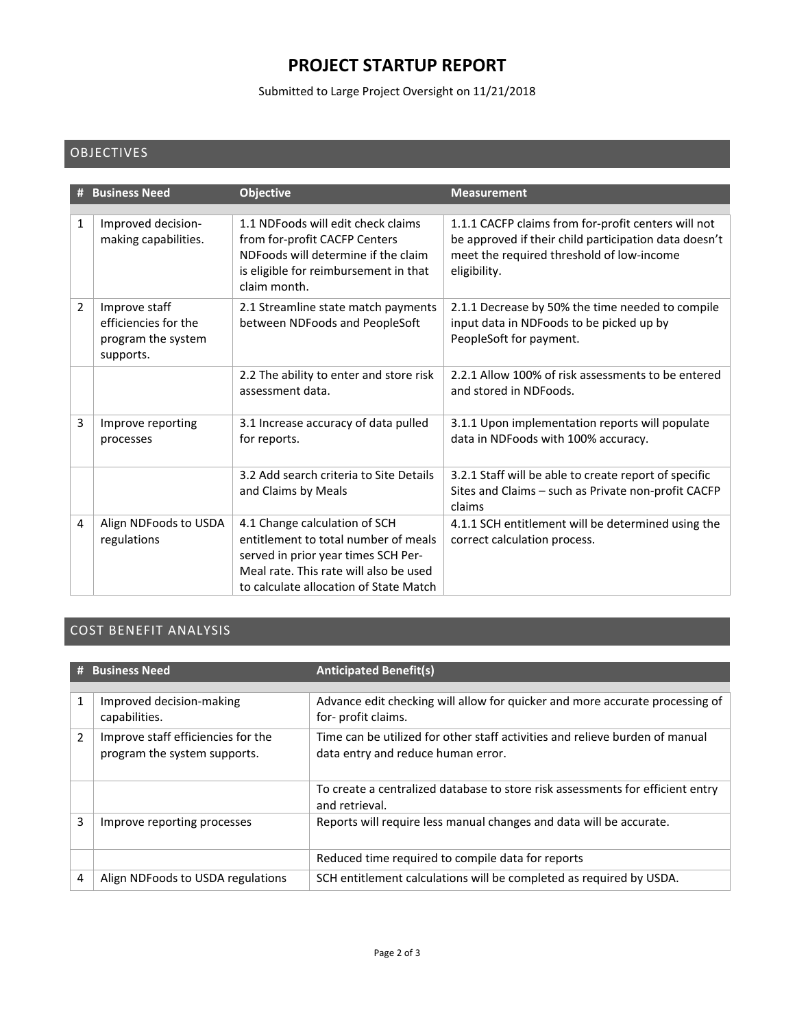# PROJECT STARTUP REPORT

Submitted to Large Project Oversight on 11/21/2018

## OBJECTIVES

| # | Business Need | Objective | Measurement |
|---|---|---|---|
| 1 | Improved decision-making capabilities. | 1.1 NDFoods will edit check claims from for-profit CACFP Centers NDFoods will determine if the claim is eligible for reimbursement in that claim month. | 1.1.1 CACFP claims from for-profit centers will not be approved if their child participation data doesn't meet the required threshold of low-income eligibility. |
| 2 | Improve staff efficiencies for the program the system supports. | 2.1 Streamline state match payments between NDFoods and PeopleSoft | 2.1.1 Decrease by 50% the time needed to compile input data in NDFoods to be picked up by PeopleSoft for payment. |
| | | 2.2 The ability to enter and store risk assessment data. | 2.2.1 Allow 100% of risk assessments to be entered and stored in NDFoods. |
| 3 | Improve reporting processes | 3.1 Increase accuracy of data pulled for reports. | 3.1.1 Upon implementation reports will populate data in NDFoods with 100% accuracy. |
| | | 3.2 Add search criteria to Site Details and Claims by Meals | 3.2.1 Staff will be able to create report of specific Sites and Claims – such as Private non-profit CACFP claims |
| 4 | Align NDFoods to USDA regulations | 4.1 Change calculation of SCH entitlement to total number of meals served in prior year times SCH Per-Meal rate. This rate will also be used to calculate allocation of State Match | 4.1.1 SCH entitlement will be determined using the correct calculation process. |

## COST BENEFIT ANALYSIS

| # | Business Need | Anticipated Benefit(s) |
|---|---|---|
| 1 | Improved decision-making capabilities. | Advance edit checking will allow for quicker and more accurate processing of for- profit claims. |
| 2 | Improve staff efficiencies for the program the system supports. | Time can be utilized for other staff activities and relieve burden of manual data entry and reduce human error. |
| | | To create a centralized database to store risk assessments for efficient entry and retrieval. |
| 3 | Improve reporting processes | Reports will require less manual changes and data will be accurate. |
| | | Reduced time required to compile data for reports |
| 4 | Align NDFoods to USDA regulations | SCH entitlement calculations will be completed as required by USDA. |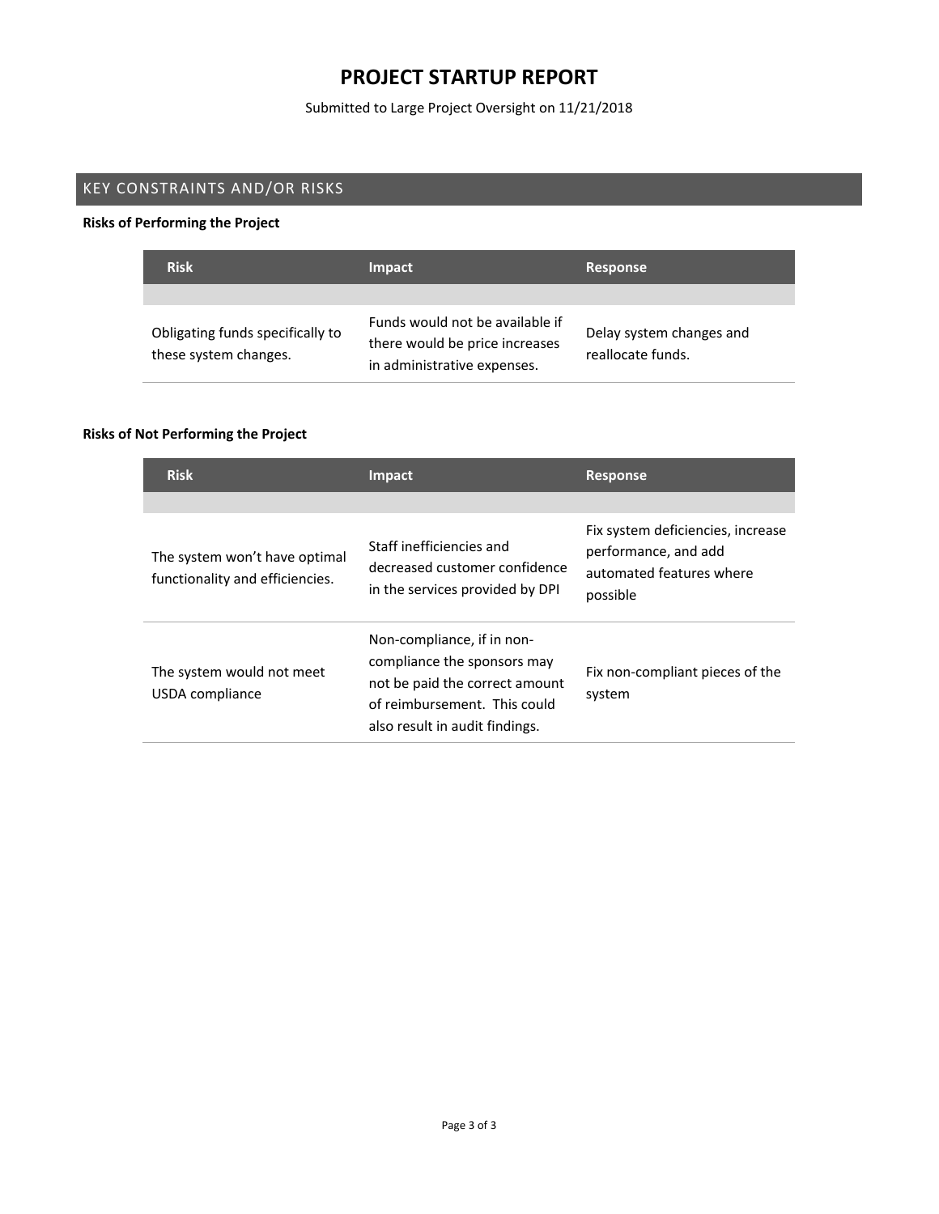# PROJECT STARTUP REPORT

Submitted to Large Project Oversight on 11/21/2018

## KEY CONSTRAINTS AND/OR RISKS

**Risks of Performing the Project**

| Risk | Impact | Response |
| --- | --- | --- |
| Obligating funds specifically to these system changes. | Funds would not be available if there would be price increases in administrative expenses. | Delay system changes and reallocate funds. |

**Risks of Not Performing the Project**

| Risk | Impact | Response |
| --- | --- | --- |
| The system won't have optimal functionality and efficiencies. | Staff inefficiencies and decreased customer confidence in the services provided by DPI | Fix system deficiencies, increase performance, and add automated features where possible |
| The system would not meet USDA compliance | Non-compliance, if in non-compliance the sponsors may not be paid the correct amount of reimbursement. This could also result in audit findings. | Fix non-compliant pieces of the system |